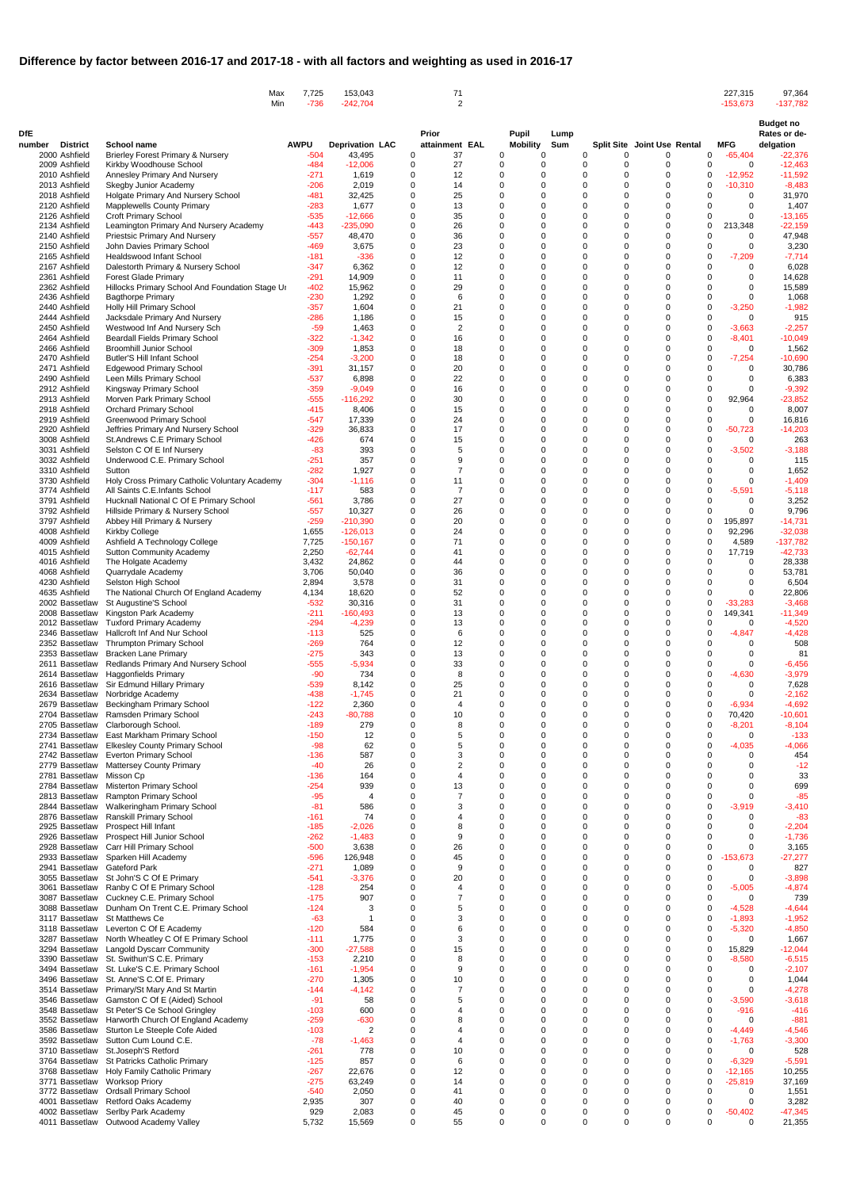# Difference by factor between 2016-17 and 2017-18 - with all factors and weighting as used in 2016-17

| | | | AWPU | Deprivation | LAC | Prior attainment | EAL | Pupil Mobility | Lump Sum | Split Site | Joint Use | Rental | MFG | Budget no Rates or de-delgation |
|---|---|---|---|---|---|---|---|---|---|---|---|---|---|---|
| | | Max | 7,725 | 153,043 | | 71 | | | | | | | 227,315 | 97,364 |
| | | Min | -736 | -242,704 | | 2 | | | | | | | -153,673 | -137,782 |

| DfE number | District | School name | AWPU | Deprivation | LAC | Prior attainment | EAL | Pupil Mobility | Lump Sum | Split Site | Joint Use | Rental | MFG | Budget no Rates or de-delgation |
|---|---|---|---|---|---|---|---|---|---|---|---|---|---|---|
| 2000 | Ashfield | Brierley Forest Primary & Nursery | -504 | 43,495 | 0 | 37 | 0 | 0 | 0 | 0 | 0 | 0 | -65,404 | -22,376 |
| 2009 | Ashfield | Kirkby Woodhouse School | -484 | -12,006 | 0 | 27 | 0 | 0 | 0 | 0 | 0 | 0 | 0 | -12,463 |
| 2010 | Ashfield | Annesley Primary And Nursery | -271 | 1,619 | 0 | 12 | 0 | 0 | 0 | 0 | 0 | 0 | -12,952 | -11,592 |
| 2013 | Ashfield | Skegby Junior Academy | -206 | 2,019 | 0 | 14 | 0 | 0 | 0 | 0 | 0 | 0 | -10,310 | -8,483 |
| 2018 | Ashfield | Holgate Primary And Nursery School | -481 | 32,425 | 0 | 25 | 0 | 0 | 0 | 0 | 0 | 0 | 0 | 31,970 |
| 2120 | Ashfield | Mapplewells County Primary | -283 | 1,677 | 0 | 13 | 0 | 0 | 0 | 0 | 0 | 0 | 0 | 1,407 |
| 2126 | Ashfield | Croft Primary School | -535 | -12,666 | 0 | 35 | 0 | 0 | 0 | 0 | 0 | 0 | 0 | -13,165 |
| 2134 | Ashfield | Leamington Primary And Nursery Academy | -443 | -235,090 | 0 | 26 | 0 | 0 | 0 | 0 | 0 | 0 | 213,348 | -22,159 |
| 2140 | Ashfield | Priestsic Primary And Nursery | -557 | 48,470 | 0 | 36 | 0 | 0 | 0 | 0 | 0 | 0 | 0 | 47,948 |
| 2150 | Ashfield | John Davies Primary School | -469 | 3,675 | 0 | 23 | 0 | 0 | 0 | 0 | 0 | 0 | 0 | 3,230 |
| 2165 | Ashfield | Healdswood Infant School | -181 | -336 | 0 | 12 | 0 | 0 | 0 | 0 | 0 | 0 | -7,209 | -7,714 |
| 2167 | Ashfield | Dalestorth Primary & Nursery School | -347 | 6,362 | 0 | 12 | 0 | 0 | 0 | 0 | 0 | 0 | 0 | 6,028 |
| 2361 | Ashfield | Forest Glade Primary | -291 | 14,909 | 0 | 11 | 0 | 0 | 0 | 0 | 0 | 0 | 0 | 14,628 |
| 2362 | Ashfield | Hillocks Primary School And Foundation Stage Ur | -402 | 15,962 | 0 | 29 | 0 | 0 | 0 | 0 | 0 | 0 | 0 | 15,589 |
| 2436 | Ashfield | Bagthorpe Primary | -230 | 1,292 | 0 | 6 | 0 | 0 | 0 | 0 | 0 | 0 | 0 | 1,068 |
| 2440 | Ashfield | Holly Hill Primary School | -357 | 1,604 | 0 | 21 | 0 | 0 | 0 | 0 | 0 | 0 | -3,250 | -1,982 |
| 2444 | Ashfield | Jacksdale Primary And Nursery | -286 | 1,186 | 0 | 15 | 0 | 0 | 0 | 0 | 0 | 0 | 0 | 915 |
| 2450 | Ashfield | Westwood Inf And Nursery Sch | -59 | 1,463 | 0 | 2 | 0 | 0 | 0 | 0 | 0 | 0 | -3,663 | -2,257 |
| 2464 | Ashfield | Beardall Fields Primary School | -322 | -1,342 | 0 | 16 | 0 | 0 | 0 | 0 | 0 | 0 | -8,401 | -10,049 |
| 2466 | Ashfield | Broomhill Junior School | -309 | 1,853 | 0 | 18 | 0 | 0 | 0 | 0 | 0 | 0 | 0 | 1,562 |
| 2470 | Ashfield | Butler'S Hill Infant School | -254 | -3,200 | 0 | 18 | 0 | 0 | 0 | 0 | 0 | 0 | -7,254 | -10,690 |
| 2471 | Ashfield | Edgewood Primary School | -391 | 31,157 | 0 | 20 | 0 | 0 | 0 | 0 | 0 | 0 | 0 | 30,786 |
| 2490 | Ashfield | Leen Mills Primary School | -537 | 6,898 | 0 | 22 | 0 | 0 | 0 | 0 | 0 | 0 | 0 | 6,383 |
| 2912 | Ashfield | Kingsway Primary School | -359 | -9,049 | 0 | 16 | 0 | 0 | 0 | 0 | 0 | 0 | 0 | -9,392 |
| 2913 | Ashfield | Morven Park Primary School | -555 | -116,292 | 0 | 30 | 0 | 0 | 0 | 0 | 0 | 0 | 92,964 | -23,852 |
| 2918 | Ashfield | Orchard Primary School | -415 | 8,406 | 0 | 15 | 0 | 0 | 0 | 0 | 0 | 0 | 0 | 8,007 |
| 2919 | Ashfield | Greenwood Primary School | -547 | 17,339 | 0 | 24 | 0 | 0 | 0 | 0 | 0 | 0 | 0 | 16,816 |
| 2920 | Ashfield | Jeffries Primary And Nursery School | -329 | 36,833 | 0 | 17 | 0 | 0 | 0 | 0 | 0 | 0 | -50,723 | -14,203 |
| 3008 | Ashfield | St.Andrews C.E Primary School | -426 | 674 | 0 | 15 | 0 | 0 | 0 | 0 | 0 | 0 | 0 | 263 |
| 3031 | Ashfield | Selston C Of E Inf Nursery | -83 | 393 | 0 | 5 | 0 | 0 | 0 | 0 | 0 | 0 | -3,502 | -3,188 |
| 3032 | Ashfield | Underwood C.E. Primary School | -251 | 357 | 0 | 9 | 0 | 0 | 0 | 0 | 0 | 0 | 0 | 115 |
| 3310 | Ashfield | Sutton | -282 | 1,927 | 0 | 7 | 0 | 0 | 0 | 0 | 0 | 0 | 0 | 1,652 |
| 3730 | Ashfield | Holy Cross Primary Catholic Voluntary Academy | -304 | -1,116 | 0 | 11 | 0 | 0 | 0 | 0 | 0 | 0 | 0 | -1,409 |
| 3774 | Ashfield | All Saints C.E.Infants School | -117 | 583 | 0 | 7 | 0 | 0 | 0 | 0 | 0 | 0 | -5,591 | -5,118 |
| 3791 | Ashfield | Hucknall National C Of E Primary School | -561 | 3,786 | 0 | 27 | 0 | 0 | 0 | 0 | 0 | 0 | 0 | 3,252 |
| 3792 | Ashfield | Hillside Primary & Nursery School | -557 | 10,327 | 0 | 26 | 0 | 0 | 0 | 0 | 0 | 0 | 0 | 9,796 |
| 3797 | Ashfield | Abbey Hill Primary & Nursery | -259 | -210,390 | 0 | 20 | 0 | 0 | 0 | 0 | 0 | 0 | 195,897 | -14,731 |
| 4008 | Ashfield | Kirkby College | 1,655 | -126,013 | 0 | 24 | 0 | 0 | 0 | 0 | 0 | 0 | 92,296 | -32,038 |
| 4009 | Ashfield | Ashfield A Technology College | 7,725 | -150,167 | 0 | 71 | 0 | 0 | 0 | 0 | 0 | 0 | 4,589 | -137,782 |
| 4015 | Ashfield | Sutton Community Academy | 2,250 | -62,744 | 0 | 41 | 0 | 0 | 0 | 0 | 0 | 0 | 17,719 | -42,733 |
| 4016 | Ashfield | The Holgate Academy | 3,432 | 24,862 | 0 | 44 | 0 | 0 | 0 | 0 | 0 | 0 | 0 | 28,338 |
| 4068 | Ashfield | Quarrydale Academy | 3,706 | 50,040 | 0 | 36 | 0 | 0 | 0 | 0 | 0 | 0 | 0 | 53,781 |
| 4230 | Ashfield | Selston High School | 2,894 | 3,578 | 0 | 31 | 0 | 0 | 0 | 0 | 0 | 0 | 0 | 6,504 |
| 4635 | Ashfield | The National Church Of England Academy | 4,134 | 18,620 | 0 | 52 | 0 | 0 | 0 | 0 | 0 | 0 | 0 | 22,806 |
| 2002 | Bassetlaw | St Augustine'S School | -532 | 30,316 | 0 | 31 | 0 | 0 | 0 | 0 | 0 | 0 | -33,283 | -3,468 |
| 2008 | Bassetlaw | Kingston Park Academy | -211 | -160,493 | 0 | 13 | 0 | 0 | 0 | 0 | 0 | 0 | 149,341 | -11,349 |
| 2012 | Bassetlaw | Tuxford Primary Academy | -294 | -4,239 | 0 | 13 | 0 | 0 | 0 | 0 | 0 | 0 | 0 | -4,520 |
| 2346 | Bassetlaw | Hallcroft Inf And Nur School | -113 | 525 | 0 | 6 | 0 | 0 | 0 | 0 | 0 | 0 | -4,847 | -4,428 |
| 2352 | Bassetlaw | Thrumpton Primary School | -269 | 764 | 0 | 12 | 0 | 0 | 0 | 0 | 0 | 0 | 0 | 508 |
| 2353 | Bassetlaw | Bracken Lane Primary | -275 | 343 | 0 | 13 | 0 | 0 | 0 | 0 | 0 | 0 | 0 | 81 |
| 2611 | Bassetlaw | Redlands Primary And Nursery School | -555 | -5,934 | 0 | 33 | 0 | 0 | 0 | 0 | 0 | 0 | 0 | -6,456 |
| 2614 | Bassetlaw | Haggonfields Primary | -90 | 734 | 0 | 8 | 0 | 0 | 0 | 0 | 0 | 0 | -4,630 | -3,979 |
| 2616 | Bassetlaw | Sir Edmund Hillary Primary | -539 | 8,142 | 0 | 25 | 0 | 0 | 0 | 0 | 0 | 0 | 0 | 7,628 |
| 2634 | Bassetlaw | Norbridge Academy | -438 | -1,745 | 0 | 21 | 0 | 0 | 0 | 0 | 0 | 0 | 0 | -2,162 |
| 2679 | Bassetlaw | Beckingham Primary School | -122 | 2,360 | 0 | 4 | 0 | 0 | 0 | 0 | 0 | 0 | -6,934 | -4,692 |
| 2704 | Bassetlaw | Ramsden Primary School | -243 | -80,788 | 0 | 10 | 0 | 0 | 0 | 0 | 0 | 0 | 70,420 | -10,601 |
| 2705 | Bassetlaw | Clarborough School. | -189 | 279 | 0 | 8 | 0 | 0 | 0 | 0 | 0 | 0 | -8,201 | -8,104 |
| 2734 | Bassetlaw | East Markham Primary School | -150 | 12 | 0 | 5 | 0 | 0 | 0 | 0 | 0 | 0 | 0 | -133 |
| 2741 | Bassetlaw | Elkesley County Primary School | -98 | 62 | 0 | 5 | 0 | 0 | 0 | 0 | 0 | 0 | -4,035 | -4,066 |
| 2742 | Bassetlaw | Everton Primary School | -136 | 587 | 0 | 3 | 0 | 0 | 0 | 0 | 0 | 0 | 0 | 454 |
| 2779 | Bassetlaw | Mattersey County Primary | -40 | 26 | 0 | 2 | 0 | 0 | 0 | 0 | 0 | 0 | 0 | -12 |
| 2781 | Bassetlaw | Misson Cp | -136 | 164 | 0 | 4 | 0 | 0 | 0 | 0 | 0 | 0 | 0 | 33 |
| 2784 | Bassetlaw | Misterton Primary School | -254 | 939 | 0 | 13 | 0 | 0 | 0 | 0 | 0 | 0 | 0 | 699 |
| 2813 | Bassetlaw | Rampton Primary School | -95 | 4 | 0 | 7 | 0 | 0 | 0 | 0 | 0 | 0 | 0 | -85 |
| 2844 | Bassetlaw | Walkeringham Primary School | -81 | 586 | 0 | 3 | 0 | 0 | 0 | 0 | 0 | 0 | -3,919 | -3,410 |
| 2876 | Bassetlaw | Ranskill Primary School | -161 | 74 | 0 | 4 | 0 | 0 | 0 | 0 | 0 | 0 | 0 | -83 |
| 2925 | Bassetlaw | Prospect Hill Infant | -185 | -2,026 | 0 | 8 | 0 | 0 | 0 | 0 | 0 | 0 | 0 | -2,204 |
| 2926 | Bassetlaw | Prospect Hill Junior School | -262 | -1,483 | 0 | 9 | 0 | 0 | 0 | 0 | 0 | 0 | 0 | -1,736 |
| 2928 | Bassetlaw | Carr Hill Primary School | -500 | 3,638 | 0 | 26 | 0 | 0 | 0 | 0 | 0 | 0 | 0 | 3,165 |
| 2933 | Bassetlaw | Sparken Hill Academy | -596 | 126,948 | 0 | 45 | 0 | 0 | 0 | 0 | 0 | 0 | -153,673 | -27,277 |
| 2941 | Bassetlaw | Gateford Park | -271 | 1,089 | 0 | 9 | 0 | 0 | 0 | 0 | 0 | 0 | 0 | 827 |
| 3055 | Bassetlaw | St John'S C Of E Primary | -541 | -3,376 | 0 | 20 | 0 | 0 | 0 | 0 | 0 | 0 | 0 | -3,898 |
| 3061 | Bassetlaw | Ranby C Of E Primary School | -128 | 254 | 0 | 4 | 0 | 0 | 0 | 0 | 0 | 0 | -5,005 | -4,874 |
| 3087 | Bassetlaw | Cuckney C.E. Primary School | -175 | 907 | 0 | 7 | 0 | 0 | 0 | 0 | 0 | 0 | 0 | 739 |
| 3088 | Bassetlaw | Dunham On Trent C.E. Primary School | -124 | 3 | 0 | 5 | 0 | 0 | 0 | 0 | 0 | 0 | -4,528 | -4,644 |
| 3117 | Bassetlaw | St Matthews Ce | -63 | 1 | 0 | 3 | 0 | 0 | 0 | 0 | 0 | 0 | -1,893 | -1,952 |
| 3118 | Bassetlaw | Leverton C Of E Academy | -120 | 584 | 0 | 6 | 0 | 0 | 0 | 0 | 0 | 0 | -5,320 | -4,850 |
| 3287 | Bassetlaw | North Wheatley C Of E Primary School | -111 | 1,775 | 0 | 3 | 0 | 0 | 0 | 0 | 0 | 0 | 0 | 1,667 |
| 3294 | Bassetlaw | Langold Dyscarr Community | -300 | -27,588 | 0 | 15 | 0 | 0 | 0 | 0 | 0 | 0 | 15,829 | -12,044 |
| 3390 | Bassetlaw | St. Swithun'S C.E. Primary | -153 | 2,210 | 0 | 8 | 0 | 0 | 0 | 0 | 0 | 0 | -8,580 | -6,515 |
| 3494 | Bassetlaw | St. Luke'S C.E. Primary School | -161 | -1,954 | 0 | 9 | 0 | 0 | 0 | 0 | 0 | 0 | 0 | -2,107 |
| 3496 | Bassetlaw | St. Anne'S C.Of E. Primary | -270 | 1,305 | 0 | 10 | 0 | 0 | 0 | 0 | 0 | 0 | 0 | 1,044 |
| 3514 | Bassetlaw | Primary/St Mary And St Martin | -144 | -4,142 | 0 | 7 | 0 | 0 | 0 | 0 | 0 | 0 | 0 | -4,278 |
| 3546 | Bassetlaw | Gamston C Of E (Aided) School | -91 | 58 | 0 | 5 | 0 | 0 | 0 | 0 | 0 | 0 | -3,590 | -3,618 |
| 3548 | Bassetlaw | St Peter'S Ce School Gringley | -103 | 600 | 0 | 4 | 0 | 0 | 0 | 0 | 0 | 0 | -916 | -416 |
| 3552 | Bassetlaw | Harworth Church Of England Academy | -259 | -630 | 0 | 8 | 0 | 0 | 0 | 0 | 0 | 0 | 0 | -881 |
| 3586 | Bassetlaw | Sturton Le Steeple Cofe Aided | -103 | 2 | 0 | 4 | 0 | 0 | 0 | 0 | 0 | 0 | -4,449 | -4,546 |
| 3592 | Bassetlaw | Sutton Cum Lound C.E. | -78 | -1,463 | 0 | 4 | 0 | 0 | 0 | 0 | 0 | 0 | -1,763 | -3,300 |
| 3710 | Bassetlaw | St.Joseph'S Retford | -261 | 778 | 0 | 10 | 0 | 0 | 0 | 0 | 0 | 0 | 0 | 528 |
| 3764 | Bassetlaw | St Patricks Catholic Primary | -125 | 857 | 0 | 6 | 0 | 0 | 0 | 0 | 0 | 0 | -6,329 | -5,591 |
| 3768 | Bassetlaw | Holy Family Catholic Primary | -267 | 22,676 | 0 | 12 | 0 | 0 | 0 | 0 | 0 | 0 | -12,165 | 10,255 |
| 3771 | Bassetlaw | Worksop Priory | -275 | 63,249 | 0 | 14 | 0 | 0 | 0 | 0 | 0 | 0 | -25,819 | 37,169 |
| 3772 | Bassetlaw | Ordsall Primary School | -540 | 2,050 | 0 | 41 | 0 | 0 | 0 | 0 | 0 | 0 | 0 | 1,551 |
| 4001 | Bassetlaw | Retford Oaks Academy | 2,935 | 307 | 0 | 40 | 0 | 0 | 0 | 0 | 0 | 0 | 0 | 3,282 |
| 4002 | Bassetlaw | Serlby Park Academy | 929 | 2,083 | 0 | 45 | 0 | 0 | 0 | 0 | 0 | 0 | -50,402 | -47,345 |
| 4011 | Bassetlaw | Outwood Academy Valley | 5,732 | 15,569 | 0 | 55 | 0 | 0 | 0 | 0 | 0 | 0 | 0 | 21,355 |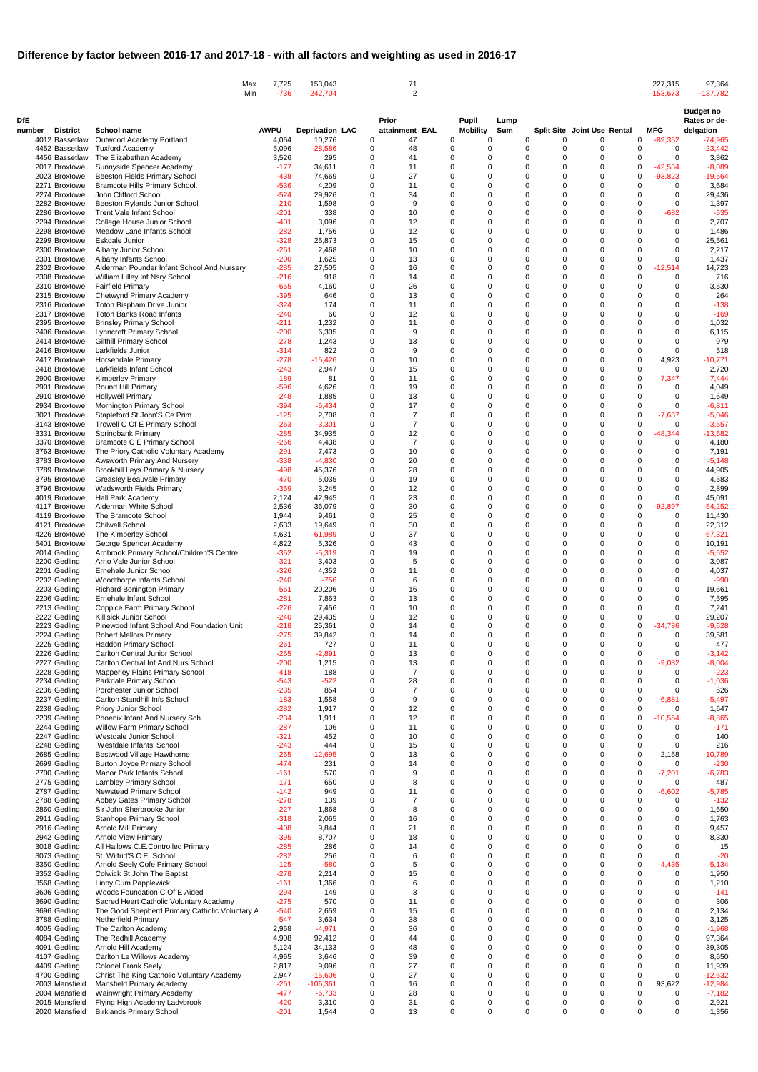# Difference by factor between 2016-17 and 2017-18 - with all factors and weighting as used in 2016-17

| | | | Max | 7,725 | 153,043 | | 71 | | | | | | | 227,315 | 97,364 |
|---|---|---|---|---|---|---|---|---|---|---|---|---|---|---|---|
| | | | Min | -736 | -242,704 | | 2 | | | | | | | -153,673 | -137,782 |

| DfE number | District | School name | AWPU | Deprivation | LAC | Prior attainment | EAL | Pupil Mobility | Lump Sum | Split Site | Joint Use | Rental | MFG | Budget no Rates or de-delgation |
|---|---|---|---|---|---|---|---|---|---|---|---|---|---|---|
| 4012 | Bassetlaw | Outwood Academy Portland | 4,064 | 10,276 | 0 | 47 | 0 | 0 | 0 | 0 | 0 | 0 | -89,352 | -74,965 |
| 4452 | Bassetlaw | Tuxford Academy | 5,096 | -28,586 | 0 | 48 | 0 | 0 | 0 | 0 | 0 | 0 | 0 | -23,442 |
| 4456 | Bassetlaw | The Elizabethan Academy | 3,526 | 295 | 0 | 41 | 0 | 0 | 0 | 0 | 0 | 0 | 0 | 3,862 |
| 2017 | Broxtowe | Sunnyside Spencer Academy | -177 | 34,611 | 0 | 11 | 0 | 0 | 0 | 0 | 0 | 0 | -42,534 | -8,089 |
| 2023 | Broxtowe | Beeston Fields Primary School | -438 | 74,669 | 0 | 27 | 0 | 0 | 0 | 0 | 0 | 0 | -93,823 | -19,564 |
| 2271 | Broxtowe | Bramcote Hills Primary School. | -536 | 4,209 | 0 | 11 | 0 | 0 | 0 | 0 | 0 | 0 | 0 | 3,684 |
| 2274 | Broxtowe | John Clifford School | -524 | 29,926 | 0 | 34 | 0 | 0 | 0 | 0 | 0 | 0 | 0 | 29,436 |
| 2282 | Broxtowe | Beeston Rylands Junior School | -210 | 1,598 | 0 | 9 | 0 | 0 | 0 | 0 | 0 | 0 | 0 | 1,397 |
| 2286 | Broxtowe | Trent Vale Infant School | -201 | 338 | 0 | 10 | 0 | 0 | 0 | 0 | 0 | 0 | -682 | -535 |
| 2294 | Broxtowe | College House Junior School | -401 | 3,096 | 0 | 12 | 0 | 0 | 0 | 0 | 0 | 0 | 0 | 2,707 |
| 2298 | Broxtowe | Meadow Lane Infants School | -282 | 1,756 | 0 | 12 | 0 | 0 | 0 | 0 | 0 | 0 | 0 | 1,486 |
| 2299 | Broxtowe | Eskdale Junior | -328 | 25,873 | 0 | 15 | 0 | 0 | 0 | 0 | 0 | 0 | 0 | 25,561 |
| 2300 | Broxtowe | Albany Junior School | -261 | 2,468 | 0 | 10 | 0 | 0 | 0 | 0 | 0 | 0 | 0 | 2,217 |
| 2301 | Broxtowe | Albany Infants School | -200 | 1,625 | 0 | 13 | 0 | 0 | 0 | 0 | 0 | 0 | 0 | 1,437 |
| 2302 | Broxtowe | Alderman Pounder Infant School And Nursery | -285 | 27,505 | 0 | 16 | 0 | 0 | 0 | 0 | 0 | 0 | -12,514 | 14,723 |
| 2308 | Broxtowe | William Lilley Inf Nsry School | -216 | 918 | 0 | 14 | 0 | 0 | 0 | 0 | 0 | 0 | 0 | 716 |
| 2310 | Broxtowe | Fairfield Primary | -655 | 4,160 | 0 | 26 | 0 | 0 | 0 | 0 | 0 | 0 | 0 | 3,530 |
| 2315 | Broxtowe | Chetwynd Primary Academy | -395 | 646 | 0 | 13 | 0 | 0 | 0 | 0 | 0 | 0 | 0 | 264 |
| 2316 | Broxtowe | Toton Bispham Drive Junior | -324 | 174 | 0 | 11 | 0 | 0 | 0 | 0 | 0 | 0 | 0 | -138 |
| 2317 | Broxtowe | Toton Banks Road Infants | -240 | 60 | 0 | 12 | 0 | 0 | 0 | 0 | 0 | 0 | 0 | -169 |
| 2395 | Broxtowe | Brinsley Primary School | -211 | 1,232 | 0 | 11 | 0 | 0 | 0 | 0 | 0 | 0 | 0 | 1,032 |
| 2406 | Broxtowe | Lynncroft Primary School | -200 | 6,305 | 0 | 9 | 0 | 0 | 0 | 0 | 0 | 0 | 0 | 6,115 |
| 2414 | Broxtowe | Gilthill Primary School | -278 | 1,243 | 0 | 13 | 0 | 0 | 0 | 0 | 0 | 0 | 0 | 979 |
| 2416 | Broxtowe | Larkfields Junior | -314 | 822 | 0 | 9 | 0 | 0 | 0 | 0 | 0 | 0 | 0 | 518 |
| 2417 | Broxtowe | Horsendale Primary | -278 | -15,426 | 0 | 10 | 0 | 0 | 0 | 0 | 0 | 0 | 4,923 | -10,771 |
| 2418 | Broxtowe | Larkfields Infant School | -243 | 2,947 | 0 | 15 | 0 | 0 | 0 | 0 | 0 | 0 | 0 | 2,720 |
| 2900 | Broxtowe | Kimberley Primary | -189 | 81 | 0 | 11 | 0 | 0 | 0 | 0 | 0 | 0 | -7,347 | -7,444 |
| 2901 | Broxtowe | Round Hill Primary | -596 | 4,626 | 0 | 19 | 0 | 0 | 0 | 0 | 0 | 0 | 0 | 4,049 |
| 2910 | Broxtowe | Hollywell Primary | -248 | 1,885 | 0 | 13 | 0 | 0 | 0 | 0 | 0 | 0 | 0 | 1,649 |
| 2934 | Broxtowe | Mornington Primary School | -394 | -6,434 | 0 | 17 | 0 | 0 | 0 | 0 | 0 | 0 | 0 | -6,811 |
| 3021 | Broxtowe | Stapleford St John'S Ce Prim | -125 | 2,708 | 0 | 7 | 0 | 0 | 0 | 0 | 0 | 0 | -7,637 | -5,046 |
| 3143 | Broxtowe | Trowell C Of E Primary School | -263 | -3,301 | 0 | 7 | 0 | 0 | 0 | 0 | 0 | 0 | 0 | -3,557 |
| 3331 | Broxtowe | Springbank Primary | -285 | 34,935 | 0 | 12 | 0 | 0 | 0 | 0 | 0 | 0 | -48,344 | -13,682 |
| 3370 | Broxtowe | Bramcote C E Primary School | -266 | 4,438 | 0 | 7 | 0 | 0 | 0 | 0 | 0 | 0 | 0 | 4,180 |
| 3763 | Broxtowe | The Priory Catholic Voluntary Academy | -291 | 7,473 | 0 | 10 | 0 | 0 | 0 | 0 | 0 | 0 | 0 | 7,191 |
| 3783 | Broxtowe | Awsworth Primary And Nursery | -338 | -4,830 | 0 | 20 | 0 | 0 | 0 | 0 | 0 | 0 | 0 | -5,148 |
| 3789 | Broxtowe | Brookhill Leys Primary & Nursery | -498 | 45,376 | 0 | 28 | 0 | 0 | 0 | 0 | 0 | 0 | 0 | 44,905 |
| 3795 | Broxtowe | Greasley Beauvale Primary | -470 | 5,035 | 0 | 19 | 0 | 0 | 0 | 0 | 0 | 0 | 0 | 4,583 |
| 3796 | Broxtowe | Wadsworth Fields Primary | -359 | 3,245 | 0 | 12 | 0 | 0 | 0 | 0 | 0 | 0 | 0 | 2,899 |
| 4019 | Broxtowe | Hall Park Academy | 2,124 | 42,945 | 0 | 23 | 0 | 0 | 0 | 0 | 0 | 0 | 0 | 45,091 |
| 4117 | Broxtowe | Alderman White School | 2,536 | 36,079 | 0 | 30 | 0 | 0 | 0 | 0 | 0 | 0 | -92,897 | -54,252 |
| 4119 | Broxtowe | The Bramcote School | 1,944 | 9,461 | 0 | 25 | 0 | 0 | 0 | 0 | 0 | 0 | 0 | 11,430 |
| 4121 | Broxtowe | Chilwell School | 2,633 | 19,649 | 0 | 30 | 0 | 0 | 0 | 0 | 0 | 0 | 0 | 22,312 |
| 4226 | Broxtowe | The Kimberley School | 4,631 | -61,989 | 0 | 37 | 0 | 0 | 0 | 0 | 0 | 0 | 0 | -57,321 |
| 5401 | Broxtowe | George Spencer Academy | 4,822 | 5,326 | 0 | 43 | 0 | 0 | 0 | 0 | 0 | 0 | 0 | 10,191 |
| 2014 | Gedling | Arnbrook Primary School/Children'S Centre | -352 | -5,319 | 0 | 19 | 0 | 0 | 0 | 0 | 0 | 0 | 0 | -5,652 |
| 2200 | Gedling | Arno Vale Junior School | -321 | 3,403 | 0 | 5 | 0 | 0 | 0 | 0 | 0 | 0 | 0 | 3,087 |
| 2201 | Gedling | Ernehale Junior School | -326 | 4,352 | 0 | 11 | 0 | 0 | 0 | 0 | 0 | 0 | 0 | 4,037 |
| 2202 | Gedling | Woodthorpe Infants School | -240 | -756 | 0 | 6 | 0 | 0 | 0 | 0 | 0 | 0 | 0 | -990 |
| 2203 | Gedling | Richard Bonington Primary | -561 | 20,206 | 0 | 16 | 0 | 0 | 0 | 0 | 0 | 0 | 0 | 19,661 |
| 2206 | Gedling | Ernehale Infant School | -281 | 7,863 | 0 | 13 | 0 | 0 | 0 | 0 | 0 | 0 | 0 | 7,595 |
| 2213 | Gedling | Coppice Farm Primary School | -226 | 7,456 | 0 | 10 | 0 | 0 | 0 | 0 | 0 | 0 | 0 | 7,241 |
| 2222 | Gedling | Killisick Junior School | -240 | 29,435 | 0 | 12 | 0 | 0 | 0 | 0 | 0 | 0 | 0 | 29,207 |
| 2223 | Gedling | Pinewood Infant School And Foundation Unit | -218 | 25,361 | 0 | 14 | 0 | 0 | 0 | 0 | 0 | 0 | -34,786 | -9,628 |
| 2224 | Gedling | Robert Mellors Primary | -275 | 39,842 | 0 | 14 | 0 | 0 | 0 | 0 | 0 | 0 | 0 | 39,581 |
| 2225 | Gedling | Haddon Primary School | -261 | 727 | 0 | 11 | 0 | 0 | 0 | 0 | 0 | 0 | 0 | 477 |
| 2226 | Gedling | Carlton Central Junior School | -265 | -2,891 | 0 | 13 | 0 | 0 | 0 | 0 | 0 | 0 | 0 | -3,142 |
| 2227 | Gedling | Carlton Central Inf And Nurs School | -200 | 1,215 | 0 | 13 | 0 | 0 | 0 | 0 | 0 | 0 | -9,032 | -8,004 |
| 2228 | Gedling | Mapperley Plains Primary School | -418 | 188 | 0 | 7 | 0 | 0 | 0 | 0 | 0 | 0 | 0 | -223 |
| 2234 | Gedling | Parkdale Primary School | -543 | -522 | 0 | 28 | 0 | 0 | 0 | 0 | 0 | 0 | 0 | -1,036 |
| 2236 | Gedling | Porchester Junior School | -235 | 854 | 0 | 7 | 0 | 0 | 0 | 0 | 0 | 0 | 0 | 626 |
| 2237 | Gedling | Carlton Standhill Infs School | -183 | 1,558 | 0 | 9 | 0 | 0 | 0 | 0 | 0 | 0 | -6,881 | -5,497 |
| 2238 | Gedling | Priory Junior School | -282 | 1,917 | 0 | 12 | 0 | 0 | 0 | 0 | 0 | 0 | 0 | 1,647 |
| 2239 | Gedling | Phoenix Infant And Nursery Sch | -234 | 1,911 | 0 | 12 | 0 | 0 | 0 | 0 | 0 | 0 | -10,554 | -8,865 |
| 2244 | Gedling | Willow Farm Primary School | -287 | 106 | 0 | 11 | 0 | 0 | 0 | 0 | 0 | 0 | 0 | -171 |
| 2247 | Gedling | Westdale Junior School | -321 | 452 | 0 | 10 | 0 | 0 | 0 | 0 | 0 | 0 | 0 | 140 |
| 2248 | Gedling | Westdale Infants' School | -243 | 444 | 0 | 15 | 0 | 0 | 0 | 0 | 0 | 0 | 0 | 216 |
| 2685 | Gedling | Bestwood Village Hawthorne | -265 | -12,695 | 0 | 13 | 0 | 0 | 0 | 0 | 0 | 0 | 2,158 | -10,789 |
| 2699 | Gedling | Burton Joyce Primary School | -474 | 231 | 0 | 14 | 0 | 0 | 0 | 0 | 0 | 0 | 0 | -230 |
| 2700 | Gedling | Manor Park Infants School | -161 | 570 | 0 | 9 | 0 | 0 | 0 | 0 | 0 | 0 | -7,201 | -6,783 |
| 2775 | Gedling | Lambley Primary School | -171 | 650 | 0 | 8 | 0 | 0 | 0 | 0 | 0 | 0 | 0 | 487 |
| 2787 | Gedling | Newstead Primary School | -142 | 949 | 0 | 11 | 0 | 0 | 0 | 0 | 0 | 0 | -6,602 | -5,785 |
| 2788 | Gedling | Abbey Gates Primary School | -278 | 139 | 0 | 7 | 0 | 0 | 0 | 0 | 0 | 0 | 0 | -132 |
| 2860 | Gedling | Sir John Sherbrooke Junior | -227 | 1,868 | 0 | 8 | 0 | 0 | 0 | 0 | 0 | 0 | 0 | 1,650 |
| 2911 | Gedling | Stanhope Primary School | -318 | 2,065 | 0 | 16 | 0 | 0 | 0 | 0 | 0 | 0 | 0 | 1,763 |
| 2916 | Gedling | Arnold Mill Primary | -408 | 9,844 | 0 | 21 | 0 | 0 | 0 | 0 | 0 | 0 | 0 | 9,457 |
| 2942 | Gedling | Arnold View Primary | -395 | 8,707 | 0 | 18 | 0 | 0 | 0 | 0 | 0 | 0 | 0 | 8,330 |
| 3018 | Gedling | All Hallows C.E.Controlled Primary | -285 | 286 | 0 | 14 | 0 | 0 | 0 | 0 | 0 | 0 | 0 | 15 |
| 3073 | Gedling | St. Wilfrid'S C.E. School | -282 | 256 | 0 | 6 | 0 | 0 | 0 | 0 | 0 | 0 | 0 | -20 |
| 3350 | Gedling | Arnold Seely Cofe Primary School | -125 | -580 | 0 | 5 | 0 | 0 | 0 | 0 | 0 | 0 | -4,435 | -5,134 |
| 3352 | Gedling | Colwick St.John The Baptist | -278 | 2,214 | 0 | 15 | 0 | 0 | 0 | 0 | 0 | 0 | 0 | 1,950 |
| 3568 | Gedling | Linby Cum Papplewick | -161 | 1,366 | 0 | 6 | 0 | 0 | 0 | 0 | 0 | 0 | 0 | 1,210 |
| 3606 | Gedling | Woods Foundation C Of E Aided | -294 | 149 | 0 | 3 | 0 | 0 | 0 | 0 | 0 | 0 | 0 | -141 |
| 3690 | Gedling | Sacred Heart Catholic Voluntary Academy | -275 | 570 | 0 | 11 | 0 | 0 | 0 | 0 | 0 | 0 | 0 | 306 |
| 3696 | Gedling | The Good Shepherd Primary Catholic Voluntary A | -540 | 2,659 | 0 | 15 | 0 | 0 | 0 | 0 | 0 | 0 | 0 | 2,134 |
| 3788 | Gedling | Netherfield Primary | -547 | 3,634 | 0 | 38 | 0 | 0 | 0 | 0 | 0 | 0 | 0 | 3,125 |
| 4005 | Gedling | The Carlton Academy | 2,968 | -4,971 | 0 | 36 | 0 | 0 | 0 | 0 | 0 | 0 | 0 | -1,968 |
| 4084 | Gedling | The Redhill Academy | 4,908 | 92,412 | 0 | 44 | 0 | 0 | 0 | 0 | 0 | 0 | 0 | 97,364 |
| 4091 | Gedling | Arnold Hill Academy | 5,124 | 34,133 | 0 | 48 | 0 | 0 | 0 | 0 | 0 | 0 | 0 | 39,305 |
| 4107 | Gedling | Carlton Le Willows Academy | 4,965 | 3,646 | 0 | 39 | 0 | 0 | 0 | 0 | 0 | 0 | 0 | 8,650 |
| 4409 | Gedling | Colonel Frank Seely | 2,817 | 9,096 | 0 | 27 | 0 | 0 | 0 | 0 | 0 | 0 | 0 | 11,939 |
| 4700 | Gedling | Christ The King Catholic Voluntary Academy | 2,947 | -15,606 | 0 | 27 | 0 | 0 | 0 | 0 | 0 | 0 | 0 | -12,632 |
| 2003 | Mansfield | Mansfield Primary Academy | -261 | -106,361 | 0 | 16 | 0 | 0 | 0 | 0 | 0 | 0 | 93,622 | -12,984 |
| 2004 | Mansfield | Wainwright Primary Academy | -477 | -6,733 | 0 | 28 | 0 | 0 | 0 | 0 | 0 | 0 | 0 | -7,182 |
| 2015 | Mansfield | Flying High Academy Ladybrook | -420 | 3,310 | 0 | 31 | 0 | 0 | 0 | 0 | 0 | 0 | 0 | 2,921 |
| 2020 | Mansfield | Birklands Primary School | -201 | 1,544 | 0 | 13 | 0 | 0 | 0 | 0 | 0 | 0 | 0 | 1,356 |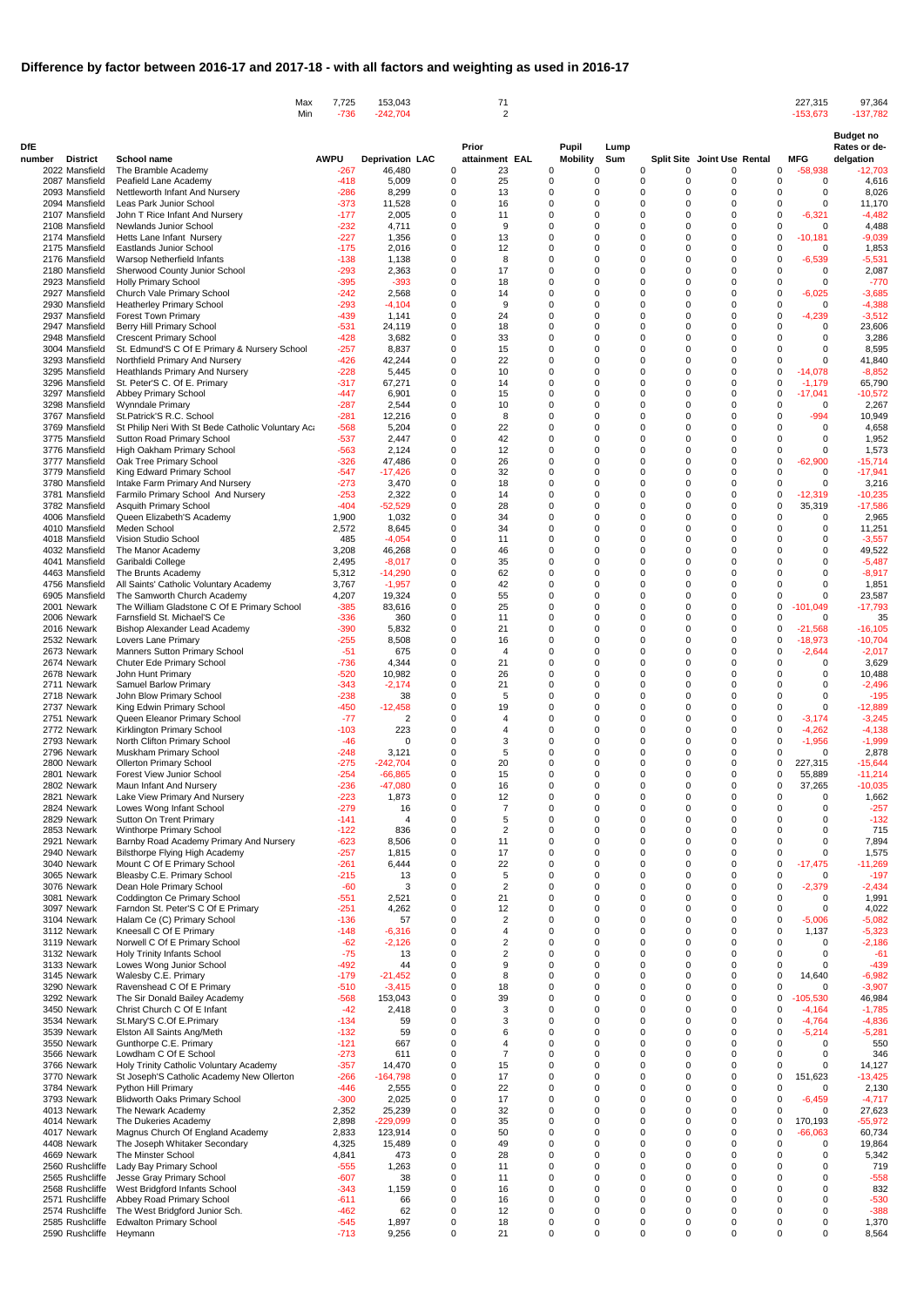# Difference by factor between 2016-17 and 2017-18 - with all factors and weighting as used in 2016-17

| | | | AWPU | Deprivation | LAC | Prior attainment | EAL | Pupil Mobility | Lump Sum | Split Site | Joint Use | Rental | MFG | Budget no Rates or de-delegation |
|---|---|---|---|---|---|---|---|---|---|---|---|---|---|---|
| | | Max | 7,725 | 153,043 | | 71 | | | | | | | 227,315 | 97,364 |
| | | Min | -736 | -242,704 | | 2 | | | | | | | -153,673 | -137,782 |
| **DfE number** | **District** | **School name** | **AWPU** | **Deprivation** | **LAC** | **Prior attainment** | **EAL** | **Pupil Mobility** | **Lump Sum** | **Split Site** | **Joint Use** | **Rental** | **MFG** | **Budget no Rates or de-delegation** |
| 2022 | Mansfield | The Bramble Academy | -267 | 46,480 | 0 | 23 | 0 | 0 | 0 | 0 | 0 | 0 | -58,938 | -12,703 |
| 2087 | Mansfield | Peafield Lane Academy | -418 | 5,009 | 0 | 25 | 0 | 0 | 0 | 0 | 0 | 0 | 0 | 4,616 |
| 2093 | Mansfield | Nettleworth Infant And Nursery | -286 | 8,299 | 0 | 13 | 0 | 0 | 0 | 0 | 0 | 0 | 0 | 8,026 |
| 2094 | Mansfield | Leas Park Junior School | -373 | 11,528 | 0 | 16 | 0 | 0 | 0 | 0 | 0 | 0 | 0 | 11,170 |
| 2107 | Mansfield | John T Rice Infant And Nursery | -177 | 2,005 | 0 | 11 | 0 | 0 | 0 | 0 | 0 | 0 | -6,321 | -4,482 |
| 2108 | Mansfield | Newlands Junior School | -232 | 4,711 | 0 | 9 | 0 | 0 | 0 | 0 | 0 | 0 | 0 | 4,488 |
| 2174 | Mansfield | Hetts Lane Infant Nursery | -227 | 1,356 | 0 | 13 | 0 | 0 | 0 | 0 | 0 | 0 | -10,181 | -9,039 |
| 2175 | Mansfield | Eastlands Junior School | -175 | 2,016 | 0 | 12 | 0 | 0 | 0 | 0 | 0 | 0 | 0 | 1,853 |
| 2176 | Mansfield | Warsop Netherfield Infants | -138 | 1,138 | 0 | 8 | 0 | 0 | 0 | 0 | 0 | 0 | -6,539 | -5,531 |
| 2180 | Mansfield | Sherwood County Junior School | -293 | 2,363 | 0 | 17 | 0 | 0 | 0 | 0 | 0 | 0 | 0 | 2,087 |
| 2923 | Mansfield | Holly Primary School | -395 | -393 | 0 | 18 | 0 | 0 | 0 | 0 | 0 | 0 | 0 | -770 |
| 2927 | Mansfield | Church Vale Primary School | -242 | 2,568 | 0 | 14 | 0 | 0 | 0 | 0 | 0 | 0 | -6,025 | -3,685 |
| 2930 | Mansfield | Heatherley Primary School | -293 | -4,104 | 0 | 9 | 0 | 0 | 0 | 0 | 0 | 0 | 0 | -4,388 |
| 2937 | Mansfield | Forest Town Primary | -439 | 1,141 | 0 | 24 | 0 | 0 | 0 | 0 | 0 | 0 | -4,239 | -3,512 |
| 2947 | Mansfield | Berry Hill Primary School | -531 | 24,119 | 0 | 18 | 0 | 0 | 0 | 0 | 0 | 0 | 0 | 23,606 |
| 2948 | Mansfield | Crescent Primary School | -428 | 3,682 | 0 | 33 | 0 | 0 | 0 | 0 | 0 | 0 | 0 | 3,286 |
| 3004 | Mansfield | St. Edmund'S C Of E Primary & Nursery School | -257 | 8,837 | 0 | 15 | 0 | 0 | 0 | 0 | 0 | 0 | 0 | 8,595 |
| 3293 | Mansfield | Northfield Primary And Nursery | -426 | 42,244 | 0 | 22 | 0 | 0 | 0 | 0 | 0 | 0 | 0 | 41,840 |
| 3295 | Mansfield | Heathlands Primary And Nursery | -228 | 5,445 | 0 | 10 | 0 | 0 | 0 | 0 | 0 | 0 | -14,078 | -8,852 |
| 3296 | Mansfield | St. Peter'S C. Of E. Primary | -317 | 67,271 | 0 | 14 | 0 | 0 | 0 | 0 | 0 | 0 | -1,179 | 65,790 |
| 3297 | Mansfield | Abbey Primary School | -447 | 6,901 | 0 | 15 | 0 | 0 | 0 | 0 | 0 | 0 | -17,041 | -10,572 |
| 3298 | Mansfield | Wynndale Primary | -287 | 2,544 | 0 | 10 | 0 | 0 | 0 | 0 | 0 | 0 | 0 | 2,267 |
| 3767 | Mansfield | St.Patrick'S R.C. School | -281 | 12,216 | 0 | 8 | 0 | 0 | 0 | 0 | 0 | 0 | -994 | 10,949 |
| 3769 | Mansfield | St Philip Neri With St Bede Catholic Voluntary Aca | -568 | 5,204 | 0 | 22 | 0 | 0 | 0 | 0 | 0 | 0 | 0 | 4,658 |
| 3775 | Mansfield | Sutton Road Primary School | -537 | 2,447 | 0 | 42 | 0 | 0 | 0 | 0 | 0 | 0 | 0 | 1,952 |
| 3776 | Mansfield | High Oakham Primary School | -563 | 2,124 | 0 | 12 | 0 | 0 | 0 | 0 | 0 | 0 | 0 | 1,573 |
| 3777 | Mansfield | Oak Tree Primary School | -326 | 47,486 | 0 | 26 | 0 | 0 | 0 | 0 | 0 | 0 | -62,900 | -15,714 |
| 3779 | Mansfield | King Edward Primary School | -547 | -17,426 | 0 | 32 | 0 | 0 | 0 | 0 | 0 | 0 | 0 | -17,941 |
| 3780 | Mansfield | Intake Farm Primary And Nursery | -273 | 3,470 | 0 | 18 | 0 | 0 | 0 | 0 | 0 | 0 | 0 | 3,216 |
| 3781 | Mansfield | Farmilo Primary School And Nursery | -253 | 2,322 | 0 | 14 | 0 | 0 | 0 | 0 | 0 | 0 | -12,319 | -10,235 |
| 3782 | Mansfield | Asquith Primary School | -404 | -52,529 | 0 | 28 | 0 | 0 | 0 | 0 | 0 | 0 | 35,319 | -17,586 |
| 4006 | Mansfield | Queen Elizabeth'S Academy | 1,900 | 1,032 | 0 | 34 | 0 | 0 | 0 | 0 | 0 | 0 | 0 | 2,965 |
| 4010 | Mansfield | Meden School | 2,572 | 8,645 | 0 | 34 | 0 | 0 | 0 | 0 | 0 | 0 | 0 | 11,251 |
| 4018 | Mansfield | Vision Studio School | 485 | -4,054 | 0 | 11 | 0 | 0 | 0 | 0 | 0 | 0 | 0 | -3,557 |
| 4032 | Mansfield | The Manor Academy | 3,208 | 46,268 | 0 | 46 | 0 | 0 | 0 | 0 | 0 | 0 | 0 | 49,522 |
| 4041 | Mansfield | Garibaldi College | 2,495 | -8,017 | 0 | 35 | 0 | 0 | 0 | 0 | 0 | 0 | 0 | -5,487 |
| 4463 | Mansfield | The Brunts Academy | 5,312 | -14,290 | 0 | 62 | 0 | 0 | 0 | 0 | 0 | 0 | 0 | -8,917 |
| 4756 | Mansfield | All Saints' Catholic Voluntary Academy | 3,767 | -1,957 | 0 | 42 | 0 | 0 | 0 | 0 | 0 | 0 | 0 | 1,851 |
| 6905 | Mansfield | The Samworth Church Academy | 4,207 | 19,324 | 0 | 55 | 0 | 0 | 0 | 0 | 0 | 0 | 0 | 23,587 |
| 2001 | Newark | The William Gladstone C Of E Primary School | -385 | 83,616 | 0 | 25 | 0 | 0 | 0 | 0 | 0 | 0 | -101,049 | -17,793 |
| 2006 | Newark | Farnsfield St. Michael'S Ce | -336 | 360 | 0 | 11 | 0 | 0 | 0 | 0 | 0 | 0 | 0 | 35 |
| 2016 | Newark | Bishop Alexander Lead Academy | -390 | 5,832 | 0 | 21 | 0 | 0 | 0 | 0 | 0 | 0 | -21,568 | -16,105 |
| 2532 | Newark | Lovers Lane Primary | -255 | 8,508 | 0 | 16 | 0 | 0 | 0 | 0 | 0 | 0 | -18,973 | -10,704 |
| 2673 | Newark | Manners Sutton Primary School | -51 | 675 | 0 | 4 | 0 | 0 | 0 | 0 | 0 | 0 | -2,644 | -2,017 |
| 2674 | Newark | Chuter Ede Primary School | -736 | 4,344 | 0 | 21 | 0 | 0 | 0 | 0 | 0 | 0 | 0 | 3,629 |
| 2678 | Newark | John Hunt Primary | -520 | 10,982 | 0 | 26 | 0 | 0 | 0 | 0 | 0 | 0 | 0 | 10,488 |
| 2711 | Newark | Samuel Barlow Primary | -343 | -2,174 | 0 | 21 | 0 | 0 | 0 | 0 | 0 | 0 | 0 | -2,496 |
| 2718 | Newark | John Blow Primary School | -238 | 38 | 0 | 5 | 0 | 0 | 0 | 0 | 0 | 0 | 0 | -195 |
| 2737 | Newark | King Edwin Primary School | -450 | -12,458 | 0 | 19 | 0 | 0 | 0 | 0 | 0 | 0 | 0 | -12,889 |
| 2751 | Newark | Queen Eleanor Primary School | -77 | 2 | 0 | 4 | 0 | 0 | 0 | 0 | 0 | 0 | -3,174 | -3,245 |
| 2772 | Newark | Kirklington Primary School | -103 | 223 | 0 | 4 | 0 | 0 | 0 | 0 | 0 | 0 | -4,262 | -4,138 |
| 2793 | Newark | North Clifton Primary School | -46 | 0 | 0 | 3 | 0 | 0 | 0 | 0 | 0 | 0 | -1,956 | -1,999 |
| 2796 | Newark | Muskham Primary School | -248 | 3,121 | 0 | 5 | 0 | 0 | 0 | 0 | 0 | 0 | 0 | 2,878 |
| 2800 | Newark | Ollerton Primary School | -275 | -242,704 | 0 | 20 | 0 | 0 | 0 | 0 | 0 | 0 | 227,315 | -15,644 |
| 2801 | Newark | Forest View Junior School | -254 | -66,865 | 0 | 15 | 0 | 0 | 0 | 0 | 0 | 0 | 55,889 | -11,214 |
| 2802 | Newark | Maun Infant And Nursery | -236 | -47,080 | 0 | 16 | 0 | 0 | 0 | 0 | 0 | 0 | 37,265 | -10,035 |
| 2821 | Newark | Lake View Primary And Nursery | -223 | 1,873 | 0 | 12 | 0 | 0 | 0 | 0 | 0 | 0 | 0 | 1,662 |
| 2824 | Newark | Lowes Wong Infant School | -279 | 16 | 0 | 7 | 0 | 0 | 0 | 0 | 0 | 0 | 0 | -257 |
| 2829 | Newark | Sutton On Trent Primary | -141 | 4 | 0 | 5 | 0 | 0 | 0 | 0 | 0 | 0 | 0 | -132 |
| 2853 | Newark | Winthorpe Primary School | -122 | 836 | 0 | 2 | 0 | 0 | 0 | 0 | 0 | 0 | 0 | 715 |
| 2921 | Newark | Barnby Road Academy Primary And Nursery | -623 | 8,506 | 0 | 11 | 0 | 0 | 0 | 0 | 0 | 0 | 0 | 7,894 |
| 2940 | Newark | Bilsthorpe Flying High Academy | -257 | 1,815 | 0 | 17 | 0 | 0 | 0 | 0 | 0 | 0 | 0 | 1,575 |
| 3040 | Newark | Mount C Of E Primary School | -261 | 6,444 | 0 | 22 | 0 | 0 | 0 | 0 | 0 | 0 | -17,475 | -11,269 |
| 3065 | Newark | Bleasby C.E. Primary School | -215 | 13 | 0 | 5 | 0 | 0 | 0 | 0 | 0 | 0 | 0 | -197 |
| 3076 | Newark | Dean Hole Primary School | -60 | 3 | 0 | 2 | 0 | 0 | 0 | 0 | 0 | 0 | -2,379 | -2,434 |
| 3081 | Newark | Coddington Ce Primary School | -551 | 2,521 | 0 | 21 | 0 | 0 | 0 | 0 | 0 | 0 | 0 | 1,991 |
| 3097 | Newark | Farndon St. Peter'S C Of E Primary | -251 | 4,262 | 0 | 12 | 0 | 0 | 0 | 0 | 0 | 0 | 0 | 4,022 |
| 3104 | Newark | Halam Ce (C) Primary School | -136 | 57 | 0 | 2 | 0 | 0 | 0 | 0 | 0 | 0 | -5,006 | -5,082 |
| 3112 | Newark | Kneesall C Of E Primary | -148 | -6,316 | 0 | 4 | 0 | 0 | 0 | 0 | 0 | 0 | 1,137 | -5,323 |
| 3119 | Newark | Norwell C Of E Primary School | -62 | -2,126 | 0 | 2 | 0 | 0 | 0 | 0 | 0 | 0 | 0 | -2,186 |
| 3132 | Newark | Holy Trinity Infants School | -75 | 13 | 0 | 2 | 0 | 0 | 0 | 0 | 0 | 0 | 0 | -61 |
| 3133 | Newark | Lowes Wong Junior School | -492 | 44 | 0 | 9 | 0 | 0 | 0 | 0 | 0 | 0 | 0 | -439 |
| 3145 | Newark | Walesby C.E. Primary | -179 | -21,452 | 0 | 8 | 0 | 0 | 0 | 0 | 0 | 0 | 14,640 | -6,982 |
| 3290 | Newark | Ravenshead C Of E Primary | -510 | -3,415 | 0 | 18 | 0 | 0 | 0 | 0 | 0 | 0 | 0 | -3,907 |
| 3292 | Newark | The Sir Donald Bailey Academy | -568 | 153,043 | 0 | 39 | 0 | 0 | 0 | 0 | 0 | 0 | -105,530 | 46,984 |
| 3450 | Newark | Christ Church C Of E Infant | -42 | 2,418 | 0 | 3 | 0 | 0 | 0 | 0 | 0 | 0 | -4,164 | -1,785 |
| 3534 | Newark | St.Mary'S C.Of E.Primary | -134 | 59 | 0 | 3 | 0 | 0 | 0 | 0 | 0 | 0 | -4,764 | -4,836 |
| 3539 | Newark | Elston All Saints Ang/Meth | -132 | 59 | 0 | 6 | 0 | 0 | 0 | 0 | 0 | 0 | -5,214 | -5,281 |
| 3550 | Newark | Gunthorpe C.E. Primary | -121 | 667 | 0 | 4 | 0 | 0 | 0 | 0 | 0 | 0 | 0 | 550 |
| 3566 | Newark | Lowdham C Of E School | -273 | 611 | 0 | 7 | 0 | 0 | 0 | 0 | 0 | 0 | 0 | 346 |
| 3766 | Newark | Holy Trinity Catholic Voluntary Academy | -357 | 14,470 | 0 | 15 | 0 | 0 | 0 | 0 | 0 | 0 | 0 | 14,127 |
| 3770 | Newark | St Joseph'S Catholic Academy New Ollerton | -266 | -164,798 | 0 | 17 | 0 | 0 | 0 | 0 | 0 | 0 | 151,623 | -13,425 |
| 3784 | Newark | Python Hill Primary | -446 | 2,555 | 0 | 22 | 0 | 0 | 0 | 0 | 0 | 0 | 0 | 2,130 |
| 3793 | Newark | Blidworth Oaks Primary School | -300 | 2,025 | 0 | 17 | 0 | 0 | 0 | 0 | 0 | 0 | -6,459 | -4,717 |
| 4013 | Newark | The Newark Academy | 2,352 | 25,239 | 0 | 32 | 0 | 0 | 0 | 0 | 0 | 0 | 0 | 27,623 |
| 4014 | Newark | The Dukeries Academy | 2,898 | -229,099 | 0 | 35 | 0 | 0 | 0 | 0 | 0 | 0 | 170,193 | -55,972 |
| 4017 | Newark | Magnus Church Of England Academy | 2,833 | 123,914 | 0 | 50 | 0 | 0 | 0 | 0 | 0 | 0 | -66,063 | 60,734 |
| 4408 | Newark | The Joseph Whitaker Secondary | 4,325 | 15,489 | 0 | 49 | 0 | 0 | 0 | 0 | 0 | 0 | 0 | 19,864 |
| 4669 | Newark | The Minster School | 4,841 | 473 | 0 | 28 | 0 | 0 | 0 | 0 | 0 | 0 | 0 | 5,342 |
| 2560 | Rushcliffe | Lady Bay Primary School | -555 | 1,263 | 0 | 11 | 0 | 0 | 0 | 0 | 0 | 0 | 0 | 719 |
| 2565 | Rushcliffe | Jesse Gray Primary School | -607 | 38 | 0 | 11 | 0 | 0 | 0 | 0 | 0 | 0 | 0 | -558 |
| 2568 | Rushcliffe | West Bridgford Infants School | -343 | 1,159 | 0 | 16 | 0 | 0 | 0 | 0 | 0 | 0 | 0 | 832 |
| 2571 | Rushcliffe | Abbey Road Primary School | -611 | 66 | 0 | 16 | 0 | 0 | 0 | 0 | 0 | 0 | 0 | -530 |
| 2574 | Rushcliffe | The West Bridgford Junior Sch. | -462 | 62 | 0 | 12 | 0 | 0 | 0 | 0 | 0 | 0 | 0 | -388 |
| 2585 | Rushcliffe | Edwalton Primary School | -545 | 1,897 | 0 | 18 | 0 | 0 | 0 | 0 | 0 | 0 | 0 | 1,370 |
| 2590 | Rushcliffe | Heymann | -713 | 9,256 | 0 | 21 | 0 | 0 | 0 | 0 | 0 | 0 | 0 | 8,564 |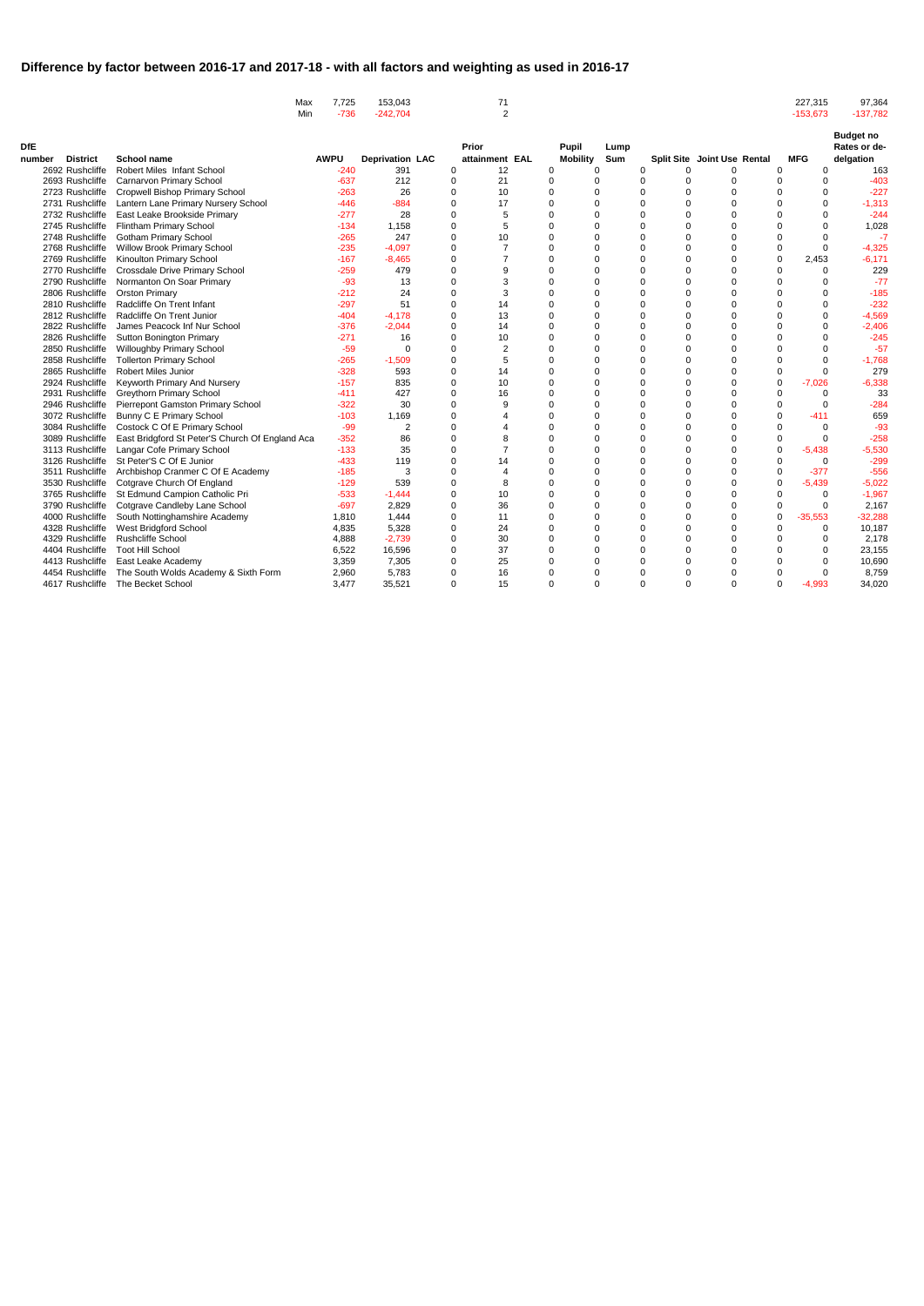## Difference by factor between 2016-17 and 2017-18 - with all factors and weighting as used in 2016-17

| DfE number | District | School name | AWPU | Deprivation | LAC | Prior attainment | EAL | Pupil Mobility | Lump Sum | Split Site | Joint Use | Rental | MFG | Budget no Rates or de-delgation |
|---|---|---|---|---|---|---|---|---|---|---|---|---|---|---|
| | | Max | 7,725 | 153,043 | | 71 | | | | | | | 227,315 | 97,364 |
| | | Min | -736 | -242,704 | | 2 | | | | | | | -153,673 | -137,782 |
| 2692 | Rushcliffe | Robert Miles Infant School | -240 | 391 | 0 | 12 | 0 | 0 | 0 | 0 | 0 | 0 | 0 | 163 |
| 2693 | Rushcliffe | Carnarvon Primary School | -637 | 212 | 0 | 21 | 0 | 0 | 0 | 0 | 0 | 0 | 0 | -403 |
| 2723 | Rushcliffe | Cropwell Bishop Primary School | -263 | 26 | 0 | 10 | 0 | 0 | 0 | 0 | 0 | 0 | 0 | -227 |
| 2731 | Rushcliffe | Lantern Lane Primary Nursery School | -446 | -884 | 0 | 17 | 0 | 0 | 0 | 0 | 0 | 0 | 0 | -1,313 |
| 2732 | Rushcliffe | East Leake Brookside Primary | -277 | 28 | 0 | 5 | 0 | 0 | 0 | 0 | 0 | 0 | 0 | -244 |
| 2745 | Rushcliffe | Flintham Primary School | -134 | 1,158 | 0 | 5 | 0 | 0 | 0 | 0 | 0 | 0 | 0 | 1,028 |
| 2748 | Rushcliffe | Gotham Primary School | -265 | 247 | 0 | 10 | 0 | 0 | 0 | 0 | 0 | 0 | 0 | -7 |
| 2768 | Rushcliffe | Willow Brook Primary School | -235 | -4,097 | 0 | 7 | 0 | 0 | 0 | 0 | 0 | 0 | 0 | -4,325 |
| 2769 | Rushcliffe | Kinoulton Primary School | -167 | -8,465 | 0 | 7 | 0 | 0 | 0 | 0 | 0 | 0 | 2,453 | -6,171 |
| 2770 | Rushcliffe | Crossdale Drive Primary School | -259 | 479 | 0 | 9 | 0 | 0 | 0 | 0 | 0 | 0 | 0 | 229 |
| 2790 | Rushcliffe | Normanton On Soar Primary | -93 | 13 | 0 | 3 | 0 | 0 | 0 | 0 | 0 | 0 | 0 | -77 |
| 2806 | Rushcliffe | Orston Primary | -212 | 24 | 0 | 3 | 0 | 0 | 0 | 0 | 0 | 0 | 0 | -185 |
| 2810 | Rushcliffe | Radcliffe On Trent Infant | -297 | 51 | 0 | 14 | 0 | 0 | 0 | 0 | 0 | 0 | 0 | -232 |
| 2812 | Rushcliffe | Radcliffe On Trent Junior | -404 | -4,178 | 0 | 13 | 0 | 0 | 0 | 0 | 0 | 0 | 0 | -4,569 |
| 2822 | Rushcliffe | James Peacock Inf Nur School | -376 | -2,044 | 0 | 14 | 0 | 0 | 0 | 0 | 0 | 0 | 0 | -2,406 |
| 2826 | Rushcliffe | Sutton Bonington Primary | -271 | 16 | 0 | 10 | 0 | 0 | 0 | 0 | 0 | 0 | 0 | -245 |
| 2850 | Rushcliffe | Willoughby Primary School | -59 | 0 | 0 | 2 | 0 | 0 | 0 | 0 | 0 | 0 | 0 | -57 |
| 2858 | Rushcliffe | Tollerton Primary School | -265 | -1,509 | 0 | 5 | 0 | 0 | 0 | 0 | 0 | 0 | 0 | -1,768 |
| 2865 | Rushcliffe | Robert Miles Junior | -328 | 593 | 0 | 14 | 0 | 0 | 0 | 0 | 0 | 0 | 0 | 279 |
| 2924 | Rushcliffe | Keyworth Primary And Nursery | -157 | 835 | 0 | 10 | 0 | 0 | 0 | 0 | 0 | 0 | -7,026 | -6,338 |
| 2931 | Rushcliffe | Greythorn Primary School | -411 | 427 | 0 | 16 | 0 | 0 | 0 | 0 | 0 | 0 | 0 | 33 |
| 2946 | Rushcliffe | Pierrepont Gamston Primary School | -322 | 30 | 0 | 9 | 0 | 0 | 0 | 0 | 0 | 0 | 0 | -284 |
| 3072 | Rushcliffe | Bunny C E Primary School | -103 | 1,169 | 0 | 4 | 0 | 0 | 0 | 0 | 0 | 0 | -411 | 659 |
| 3084 | Rushcliffe | Costock C Of E Primary School | -99 | 2 | 0 | 4 | 0 | 0 | 0 | 0 | 0 | 0 | 0 | -93 |
| 3089 | Rushcliffe | East Bridgford St Peter'S Church Of England Aca | -352 | 86 | 0 | 8 | 0 | 0 | 0 | 0 | 0 | 0 | 0 | -258 |
| 3113 | Rushcliffe | Langar Cofe Primary School | -133 | 35 | 0 | 7 | 0 | 0 | 0 | 0 | 0 | 0 | -5,438 | -5,530 |
| 3126 | Rushcliffe | St Peter'S C Of E Junior | -433 | 119 | 0 | 14 | 0 | 0 | 0 | 0 | 0 | 0 | 0 | -299 |
| 3511 | Rushcliffe | Archbishop Cranmer C Of E Academy | -185 | 3 | 0 | 4 | 0 | 0 | 0 | 0 | 0 | 0 | -377 | -556 |
| 3530 | Rushcliffe | Cotgrave Church Of England | -129 | 539 | 0 | 8 | 0 | 0 | 0 | 0 | 0 | 0 | -5,439 | -5,022 |
| 3765 | Rushcliffe | St Edmund Campion Catholic Pri | -533 | -1,444 | 0 | 10 | 0 | 0 | 0 | 0 | 0 | 0 | 0 | -1,967 |
| 3790 | Rushcliffe | Cotgrave Candleby Lane School | -697 | 2,829 | 0 | 36 | 0 | 0 | 0 | 0 | 0 | 0 | 0 | 2,167 |
| 4000 | Rushcliffe | South Nottinghamshire Academy | 1,810 | 1,444 | 0 | 11 | 0 | 0 | 0 | 0 | 0 | 0 | -35,553 | -32,288 |
| 4328 | Rushcliffe | West Bridgford School | 4,835 | 5,328 | 0 | 24 | 0 | 0 | 0 | 0 | 0 | 0 | 0 | 10,187 |
| 4329 | Rushcliffe | Rushcliffe School | 4,888 | -2,739 | 0 | 30 | 0 | 0 | 0 | 0 | 0 | 0 | 0 | 2,178 |
| 4404 | Rushcliffe | Toot Hill School | 6,522 | 16,596 | 0 | 37 | 0 | 0 | 0 | 0 | 0 | 0 | 0 | 23,155 |
| 4413 | Rushcliffe | East Leake Academy | 3,359 | 7,305 | 0 | 25 | 0 | 0 | 0 | 0 | 0 | 0 | 0 | 10,690 |
| 4454 | Rushcliffe | The South Wolds Academy & Sixth Form | 2,960 | 5,783 | 0 | 16 | 0 | 0 | 0 | 0 | 0 | 0 | 0 | 8,759 |
| 4617 | Rushcliffe | The Becket School | 3,477 | 35,521 | 0 | 15 | 0 | 0 | 0 | 0 | 0 | 0 | -4,993 | 34,020 |